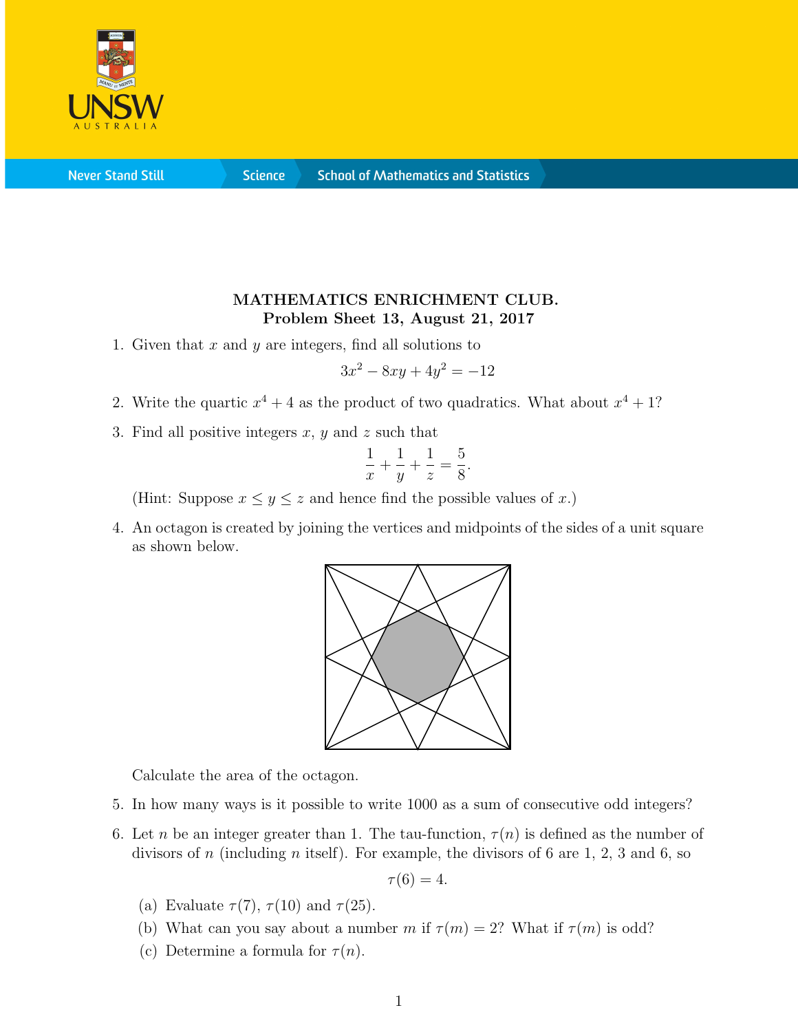**MATHEMATICS ENRICHMENT CLUB.**
**Problem Sheet 13, August 21, 2017**

1. Given that $x$ and $y$ are integers, find all solutions to
$$3x^2 - 8xy + 4y^2 = -12$$

2. Write the quartic $x^4 + 4$ as the product of two quadratics. What about $x^4 + 1$?

3. Find all positive integers $x$, $y$ and $z$ such that
$$\frac{1}{x} + \frac{1}{y} + \frac{1}{z} = \frac{5}{8}.$$
(Hint: Suppose $x \leq y \leq z$ and hence find the possible values of $x$.)

4. An octagon is created by joining the vertices and midpoints of the sides of a unit square as shown below.

   Calculate the area of the octagon.

5. In how many ways is it possible to write 1000 as a sum of consecutive odd integers?

6. Let $n$ be an integer greater than 1. The tau-function, $\tau(n)$ is defined as the number of divisors of $n$ (including $n$ itself). For example, the divisors of 6 are 1, 2, 3 and 6, so
$$\tau(6) = 4.$$
   (a) Evaluate $\tau(7)$, $\tau(10)$ and $\tau(25)$.
   (b) What can you say about a number $m$ if $\tau(m) = 2$? What if $\tau(m)$ is odd?
   (c) Determine a formula for $\tau(n)$.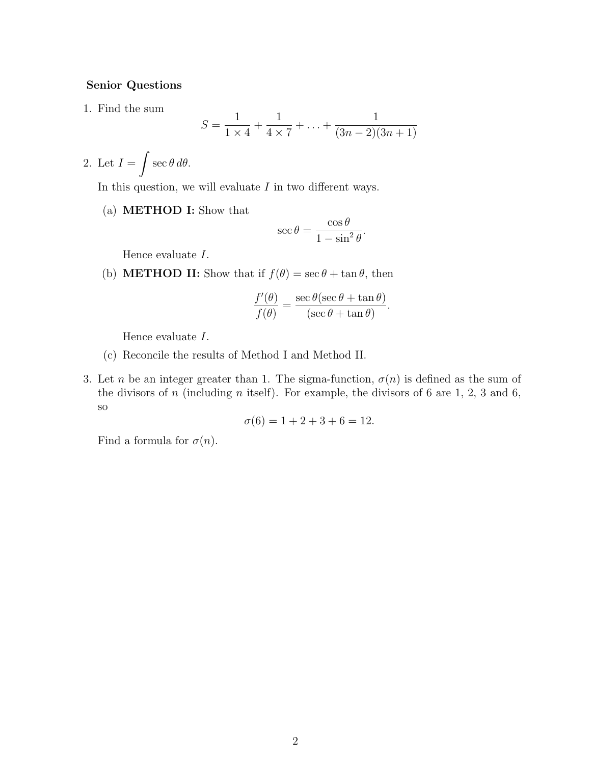**Senior Questions**

1. Find the sum

$$S = \frac{1}{1 \times 4} + \frac{1}{4 \times 7} + \ldots + \frac{1}{(3n-2)(3n+1)}$$

2. Let $I = \displaystyle\int \sec\theta \, d\theta$.

   In this question, we will evaluate $I$ in two different ways.

   (a) **METHOD I:** Show that

   $$\sec\theta = \frac{\cos\theta}{1 - \sin^2\theta}.$$

   Hence evaluate $I$.

   (b) **METHOD II:** Show that if $f(\theta) = \sec\theta + \tan\theta$, then

   $$\frac{f'(\theta)}{f(\theta)} = \frac{\sec\theta(\sec\theta + \tan\theta)}{(\sec\theta + \tan\theta)}.$$

   Hence evaluate $I$.

   (c) Reconcile the results of Method I and Method II.

3. Let $n$ be an integer greater than 1. The sigma-function, $\sigma(n)$ is defined as the sum of the divisors of $n$ (including $n$ itself). For example, the divisors of 6 are 1, 2, 3 and 6, so

$$\sigma(6) = 1 + 2 + 3 + 6 = 12.$$

   Find a formula for $\sigma(n)$.